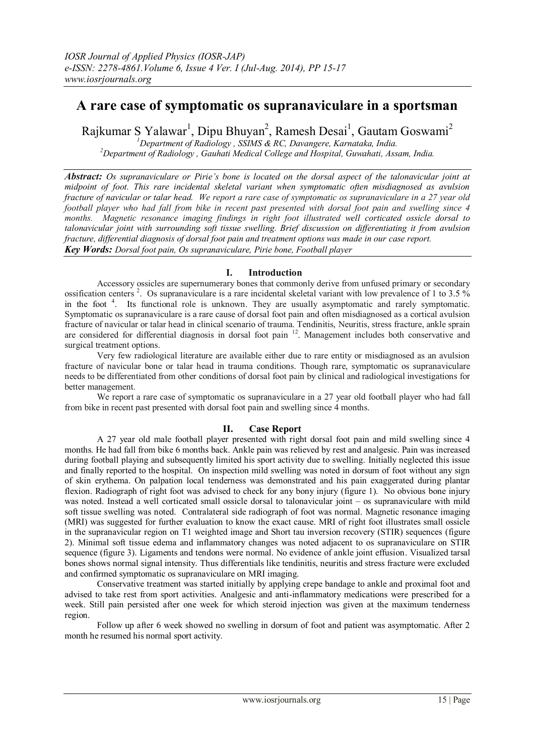# A rare case of symptomatic os supranaviculare in a sportsman

Rajkumar S Yalawar[1], Dipu Bhuyan[2], Ramesh Desai[1], Gautam Goswami[2]

[1]*Department of Radiology , SSIMS & RC, Davangere, Karnataka, India.*
[2]*Department of Radiology , Gauhati Medical College and Hospital, Guwahati, Assam, India.*

***Abstract:*** *Os supranaviculare or Pirie's bone is located on the dorsal aspect of the talonavicular joint at midpoint of foot. This rare incidental skeletal variant when symptomatic often misdiagnosed as avulsion fracture of navicular or talar head. We report a rare case of symptomatic os supranaviculare in a 27 year old football player who had fall from bike in recent past presented with dorsal foot pain and swelling since 4 months. Magnetic resonance imaging findings in right foot illustrated well corticated ossicle dorsal to talonavicular joint with surrounding soft tissue swelling. Brief discussion on differentiating it from avulsion fracture, differential diagnosis of dorsal foot pain and treatment options was made in our case report.*

***Key Words:*** *Dorsal foot pain, Os supranaviculare, Pirie bone, Football player*

## I. Introduction

Accessory ossicles are supernumerary bones that commonly derive from unfused primary or secondary ossification centers [2]. Os supranaviculare is a rare incidental skeletal variant with low prevalence of 1 to 3.5 % in the foot [4]. Its functional role is unknown. They are usually asymptomatic and rarely symptomatic. Symptomatic os supranaviculare is a rare cause of dorsal foot pain and often misdiagnosed as a cortical avulsion fracture of navicular or talar head in clinical scenario of trauma. Tendinitis, Neuritis, stress fracture, ankle sprain are considered for differential diagnosis in dorsal foot pain [12]. Management includes both conservative and surgical treatment options.

Very few radiological literature are available either due to rare entity or misdiagnosed as an avulsion fracture of navicular bone or talar head in trauma conditions. Though rare, symptomatic os supranaviculare needs to be differentiated from other conditions of dorsal foot pain by clinical and radiological investigations for better management.

We report a rare case of symptomatic os supranaviculare in a 27 year old football player who had fall from bike in recent past presented with dorsal foot pain and swelling since 4 months.

## II. Case Report

A 27 year old male football player presented with right dorsal foot pain and mild swelling since 4 months. He had fall from bike 6 months back. Ankle pain was relieved by rest and analgesic. Pain was increased during football playing and subsequently limited his sport activity due to swelling. Initially neglected this issue and finally reported to the hospital. On inspection mild swelling was noted in dorsum of foot without any sign of skin erythema. On palpation local tenderness was demonstrated and his pain exaggerated during plantar flexion. Radiograph of right foot was advised to check for any bony injury (figure 1). No obvious bone injury was noted. Instead a well corticated small ossicle dorsal to talonavicular joint – os supranaviculare with mild soft tissue swelling was noted. Contralateral side radiograph of foot was normal. Magnetic resonance imaging (MRI) was suggested for further evaluation to know the exact cause. MRI of right foot illustrates small ossicle in the supranavicular region on T1 weighted image and Short tau inversion recovery (STIR) sequences (figure 2). Minimal soft tissue edema and inflammatory changes was noted adjacent to os supranaviculare on STIR sequence (figure 3). Ligaments and tendons were normal. No evidence of ankle joint effusion. Visualized tarsal bones shows normal signal intensity. Thus differentials like tendinitis, neuritis and stress fracture were excluded and confirmed symptomatic os supranaviculare on MRI imaging.

Conservative treatment was started initially by applying crepe bandage to ankle and proximal foot and advised to take rest from sport activities. Analgesic and anti-inflammatory medications were prescribed for a week. Still pain persisted after one week for which steroid injection was given at the maximum tenderness region.

Follow up after 6 week showed no swelling in dorsum of foot and patient was asymptomatic. After 2 month he resumed his normal sport activity.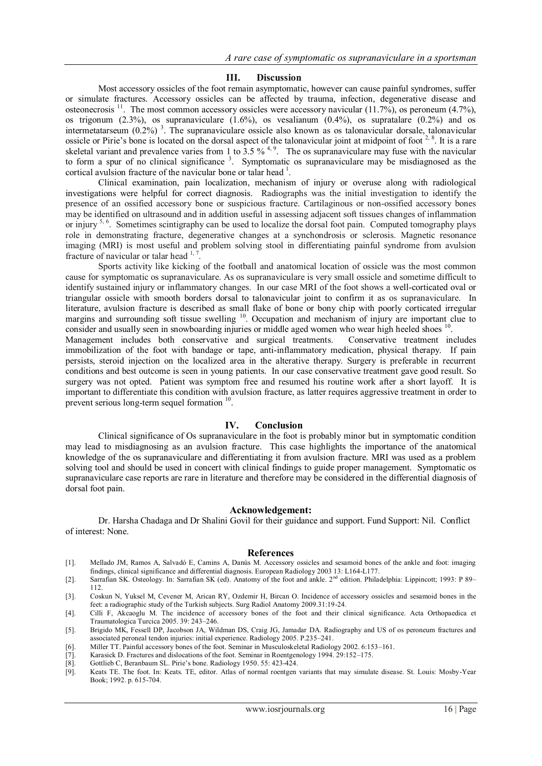## III. Discussion

Most accessory ossicles of the foot remain asymptomatic, however can cause painful syndromes, suffer or simulate fractures. Accessory ossicles can be affected by trauma, infection, degenerative disease and osteonecrosis [11]. The most common accessory ossicles were accessory navicular (11.7%), os peroneum (4.7%), os trigonum (2.3%), os supranaviculare (1.6%), os vesalianum (0.4%), os supratalare (0.2%) and os intermetatarseum (0.2%) [3]. The supranaviculare ossicle also known as os talonavicular dorsale, talonavicular ossicle or Pirie's bone is located on the dorsal aspect of the talonavicular joint at midpoint of foot [2, 8]. It is a rare skeletal variant and prevalence varies from 1 to 3.5 % [4, 9]. The os supranaviculare may fuse with the navicular to form a spur of no clinical significance [3]. Symptomatic os supranaviculare may be misdiagnosed as the cortical avulsion fracture of the navicular bone or talar head [1].

Clinical examination, pain localization, mechanism of injury or overuse along with radiological investigations were helpful for correct diagnosis. Radiographs was the initial investigation to identify the presence of an ossified accessory bone or suspicious fracture. Cartilaginous or non-ossified accessory bones may be identified on ultrasound and in addition useful in assessing adjacent soft tissues changes of inflammation or injury [5, 6]. Sometimes scintigraphy can be used to localize the dorsal foot pain. Computed tomography plays role in demonstrating fracture, degenerative changes at a synchondrosis or sclerosis. Magnetic resonance imaging (MRI) is most useful and problem solving stool in differentiating painful syndrome from avulsion fracture of navicular or talar head [1, 7].

Sports activity like kicking of the football and anatomical location of ossicle was the most common cause for symptomatic os supranaviculare. As os supranaviculare is very small ossicle and sometime difficult to identify sustained injury or inflammatory changes. In our case MRI of the foot shows a well-corticated oval or triangular ossicle with smooth borders dorsal to talonavicular joint to confirm it as os supranaviculare. In literature, avulsion fracture is described as small flake of bone or bony chip with poorly corticated irregular margins and surrounding soft tissue swelling [10]. Occupation and mechanism of injury are important clue to consider and usually seen in snowboarding injuries or middle aged women who wear high heeled shoes [10].

Management includes both conservative and surgical treatments. Conservative treatment includes immobilization of the foot with bandage or tape, anti-inflammatory medication, physical therapy. If pain persists, steroid injection on the localized area in the alterative therapy. Surgery is preferable in recurrent conditions and best outcome is seen in young patients. In our case conservative treatment gave good result. So surgery was not opted. Patient was symptom free and resumed his routine work after a short layoff. It is important to differentiate this condition with avulsion fracture, as latter requires aggressive treatment in order to prevent serious long-term sequel formation [10].

## IV. Conclusion

Clinical significance of Os supranaviculare in the foot is probably minor but in symptomatic condition may lead to misdiagnosing as an avulsion fracture. This case highlights the importance of the anatomical knowledge of the os supranaviculare and differentiating it from avulsion fracture. MRI was used as a problem solving tool and should be used in concert with clinical findings to guide proper management. Symptomatic os supranaviculare case reports are rare in literature and therefore may be considered in the differential diagnosis of dorsal foot pain.

## Acknowledgement:

Dr. Harsha Chadaga and Dr Shalini Govil for their guidance and support. Fund Support: Nil. Conflict of interest: None.

## References

[1]. Mellado JM, Ramos A, Salvadó E, Camins A, Danús M. Accessory ossicles and sesamoid bones of the ankle and foot: imaging findings, clinical significance and differential diagnosis. European Radiology 2003 13: L164-L177.

[2]. Sarrafian SK. Osteology. In: Sarrafian SK (ed). Anatomy of the foot and ankle. 2nd edition. Philadelphia: Lippincott; 1993: P 89–112.

[3]. Coskun N, Yuksel M, Cevener M, Arican RY, Ozdemir H, Bircan O. Incidence of accessory ossicles and sesamoid bones in the feet: a radiographic study of the Turkish subjects. Surg Radiol Anatomy 2009.31:19-24.

[4]. Cilli F, Akcaoglu M. The incidence of accessory bones of the foot and their clinical significance. Acta Orthopaedica et Traumatologica Turcica 2005. 39: 243–246.

[5]. Brigido MK, Fessell DP, Jacobson JA, Wildman DS, Craig JG, Jamadar DA. Radiography and US of os peroneum fractures and associated peroneal tendon injuries: initial experience. Radiology 2005. P.235–241.

[6]. Miller TT. Painful accessory bones of the foot. Seminar in Musculoskeletal Radiology 2002. 6:153–161.

[7]. Karasick D. Fractures and dislocations of the foot. Seminar in Roentgenology 1994. 29:152–175.

[8]. Gottlieb C, Beranbaum SL. Pirie's bone. Radiology 1950. 55: 423-424.

[9]. Keats TE. The foot. In: Keats. TE, editor. Atlas of normal roentgen variants that may simulate disease. St. Louis: Mosby-Year Book; 1992. p. 615-704.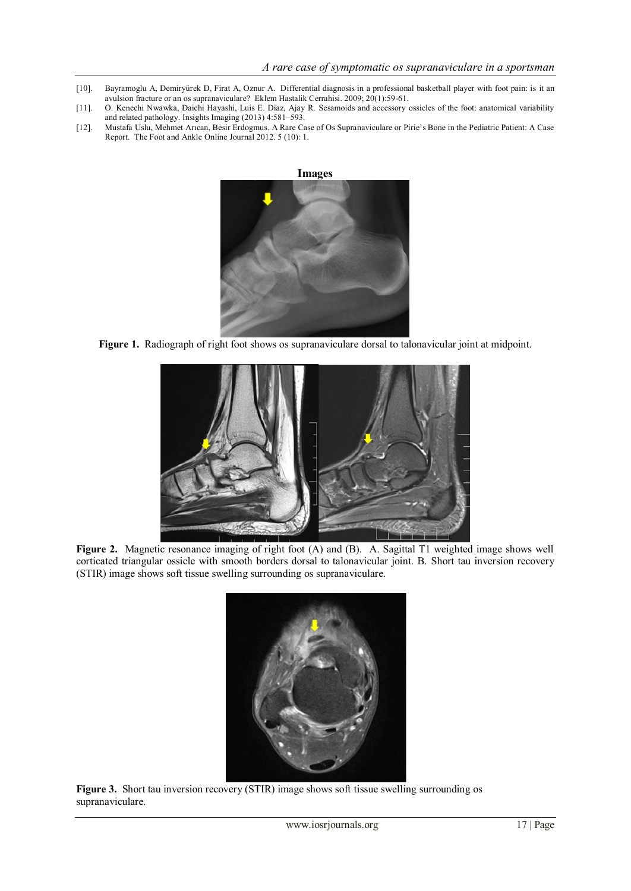[10]. Bayramoglu A, Demiryürek D, Firat A, Oznur A. Differential diagnosis in a professional basketball player with foot pain: is it an avulsion fracture or an os supranaviculare? Eklem Hastalik Cerrahisi. 2009; 20(1):59-61.

[11]. O. Kenechi Nwawka, Daichi Hayashi, Luis E. Diaz, Ajay R. Sesamoids and accessory ossicles of the foot: anatomical variability and related pathology. Insights Imaging (2013) 4:581–593.

[12]. Mustafa Uslu, Mehmet Arıcan, Besir Erdogmus. A Rare Case of Os Supranaviculare or Pirie's Bone in the Pediatric Patient: A Case Report. The Foot and Ankle Online Journal 2012. 5 (10): 1.

## Images

**Figure 1.** Radiograph of right foot shows os supranaviculare dorsal to talonavicular joint at midpoint.

**Figure 2.** Magnetic resonance imaging of right foot (A) and (B). A. Sagittal T1 weighted image shows well corticated triangular ossicle with smooth borders dorsal to talonavicular joint. B. Short tau inversion recovery (STIR) image shows soft tissue swelling surrounding os supranaviculare.

**Figure 3.** Short tau inversion recovery (STIR) image shows soft tissue swelling surrounding os supranaviculare.